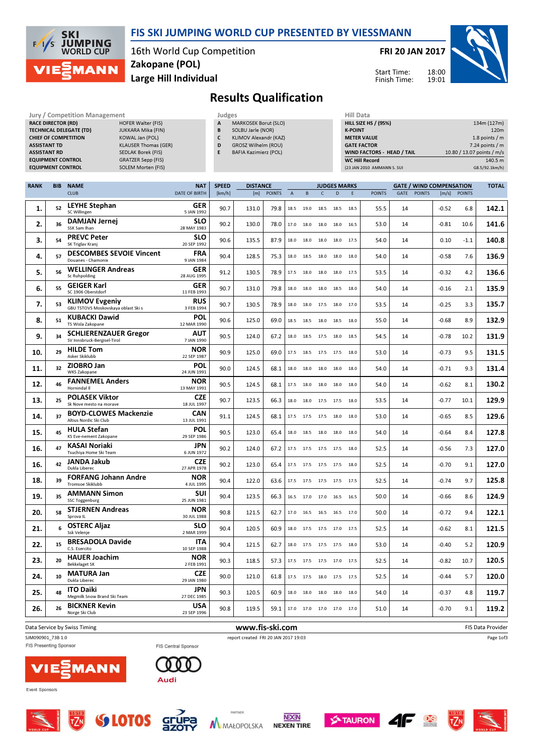# FIS SKI JUMPING WORLD CUP PRESENTED BY VIESSMANN

16th World Cup Competition
Zakopane (POL)
Large Hill Individual

**FRI 20 JAN 2017**

Start Time: 18:00
Finish Time: 19:01

## Results Qualification

| Jury / Competition Management | |
|---|---|
| RACE DIRECTOR (RD) | HOFER Walter (FIS) |
| TECHNICAL DELEGATE (TD) | JUKKARA Mika (FIN) |
| CHIEF OF COMPETITION | KOWAL Jan (POL) |
| ASSISTANT TD | KLAUSER Thomas (GER) |
| ASSISTANT RD | SEDLAK Borek (FIS) |
| EQUIPMENT CONTROL | GRATZER Sepp (FIS) |
| EQUIPMENT CONTROL | SOLEM Morten (FIS) |

| Judges | |
|---|---|
| A | MARKOSEK Borut (SLO) |
| B | SOLBU Jarle (NOR) |
| C | KLIMOV Alexandr (KAZ) |
| D | GROSZ Wilhelm (ROU) |
| E | BAFIA Kazimierz (POL) |

| Hill Data | |
|---|---|
| HILL SIZE HS / (95%) | 134m (127m) |
| K-POINT | 120m |
| METER VALUE | 1.8 points / m |
| GATE FACTOR | 7.24 points / m |
| WIND FACTORS - HEAD / TAIL | 10.80 / 13.07 points / m/s |
| WC Hill Record | 140.5 m |
| (23 JAN 2010 AMMANN S. SUI | G8.5/92.1km/h) |

| RANK | BIB | NAME / CLUB | NAT / DATE OF BIRTH | SPEED [km/h] | DISTANCE [m] | DISTANCE POINTS | A | B | C | D | E | JUDGES POINTS | GATE | GATE POINTS | WIND [m/s] | WIND POINTS | TOTAL |
|---|---|---|---|---|---|---|---|---|---|---|---|---|---|---|---|---|---|
| 1. | 52 | LEYHE Stephan / SC Willingen | GER / 5 JAN 1992 | 90.7 | 131.0 | 79.8 | 18.5 | 19.0 | 18.5 | 18.5 | 18.5 | 55.5 | 14 | | -0.52 | 6.8 | 142.1 |
| 2. | 36 | DAMJAN Jernej / SSK Sam Ihan | SLO / 28 MAY 1983 | 90.2 | 130.0 | 78.0 | 17.0 | 18.0 | 18.0 | 18.0 | 16.5 | 53.0 | 14 | | -0.81 | 10.6 | 141.6 |
| 3. | 54 | PREVC Peter / SK Triglav Kranj | SLO / 20 SEP 1992 | 90.6 | 135.5 | 87.9 | 18.0 | 18.0 | 18.0 | 18.0 | 17.5 | 54.0 | 14 | | 0.10 | -1.1 | 140.8 |
| 4. | 57 | DESCOMBES SEVOIE Vincent / Douanes - Chamonix | FRA / 9 JAN 1984 | 90.4 | 128.5 | 75.3 | 18.0 | 18.5 | 18.0 | 18.0 | 18.0 | 54.0 | 14 | | -0.58 | 7.6 | 136.9 |
| 5. | 56 | WELLINGER Andreas / Sc Ruhpolding | GER / 28 AUG 1995 | 91.2 | 130.5 | 78.9 | 17.5 | 18.0 | 18.0 | 18.0 | 17.5 | 53.5 | 14 | | -0.32 | 4.2 | 136.6 |
| 6. | 55 | GEIGER Karl / SC 1906 Oberstdorf | GER / 11 FEB 1993 | 90.7 | 131.0 | 79.8 | 18.0 | 18.0 | 18.0 | 18.5 | 18.0 | 54.0 | 14 | | -0.16 | 2.1 | 135.9 |
| 7. | 53 | KLIMOV Evgeniy / GBU TSTOVS Moskovskaya oblast Ski s | RUS / 3 FEB 1994 | 90.7 | 130.5 | 78.9 | 18.0 | 18.0 | 17.5 | 18.0 | 17.0 | 53.5 | 14 | | -0.25 | 3.3 | 135.7 |
| 8. | 51 | KUBACKI Dawid / TS Wisla Zakopane | POL / 12 MAR 1990 | 90.6 | 125.0 | 69.0 | 18.5 | 18.5 | 18.0 | 18.5 | 18.0 | 55.0 | 14 | | -0.68 | 8.9 | 132.9 |
| 9. | 34 | SCHLIERENZAUER Gregor / SV Innsbruck-Bergisel-Tirol | AUT / 7 JAN 1990 | 90.5 | 124.0 | 67.2 | 18.0 | 18.5 | 17.5 | 18.0 | 18.5 | 54.5 | 14 | | -0.78 | 10.2 | 131.9 |
| 10. | 29 | HILDE Tom / Asker Skiklubb | NOR / 22 SEP 1987 | 90.9 | 125.0 | 69.0 | 17.5 | 18.5 | 17.5 | 17.5 | 18.0 | 53.0 | 14 | | -0.73 | 9.5 | 131.5 |
| 11. | 32 | ZIOBRO Jan / WKS Zakopane | POL / 24 JUN 1991 | 90.0 | 124.5 | 68.1 | 18.0 | 18.0 | 18.0 | 18.0 | 18.0 | 54.0 | 14 | | -0.71 | 9.3 | 131.4 |
| 12. | 46 | FANNEMEL Anders / Hornindal Il | NOR / 13 MAY 1991 | 90.5 | 124.5 | 68.1 | 17.5 | 18.0 | 18.0 | 18.0 | 18.0 | 54.0 | 14 | | -0.62 | 8.1 | 130.2 |
| 13. | 25 | POLASEK Viktor / Sk Nove mesto na morave | CZE / 18 JUL 1997 | 90.7 | 123.5 | 66.3 | 18.0 | 18.0 | 17.5 | 17.5 | 18.0 | 53.5 | 14 | | -0.77 | 10.1 | 129.9 |
| 14. | 37 | BOYD-CLOWES Mackenzie / Altius Nordic Ski Club | CAN / 13 JUL 1991 | 91.1 | 124.5 | 68.1 | 17.5 | 17.5 | 17.5 | 18.0 | 18.0 | 53.0 | 14 | | -0.65 | 8.5 | 129.6 |
| 15. | 45 | HULA Stefan / KS Eve-nement Zakopane | POL / 29 SEP 1986 | 90.5 | 123.0 | 65.4 | 18.0 | 18.5 | 18.0 | 18.0 | 18.0 | 54.0 | 14 | | -0.64 | 8.4 | 127.8 |
| 16. | 47 | KASAI Noriaki / Tsuchiya Home Ski Team | JPN / 6 JUN 1972 | 90.2 | 124.0 | 67.2 | 17.5 | 17.5 | 17.5 | 17.5 | 18.0 | 52.5 | 14 | | -0.56 | 7.3 | 127.0 |
| 16. | 42 | JANDA Jakub / Dukla Liberec | CZE / 27 APR 1978 | 90.2 | 123.0 | 65.4 | 17.5 | 17.5 | 17.5 | 17.5 | 18.0 | 52.5 | 14 | | -0.70 | 9.1 | 127.0 |
| 18. | 39 | FORFANG Johann Andre / Tromsoe Skiklubb | NOR / 4 JUL 1995 | 90.4 | 122.0 | 63.6 | 17.5 | 17.5 | 17.5 | 17.5 | 17.5 | 52.5 | 14 | | -0.74 | 9.7 | 125.8 |
| 19. | 35 | AMMANN Simon / SSC Toggenburg | SUI / 25 JUN 1981 | 90.4 | 123.5 | 66.3 | 16.5 | 17.0 | 17.0 | 16.5 | 16.5 | 50.0 | 14 | | -0.66 | 8.6 | 124.9 |
| 20. | 58 | STJERNEN Andreas / Sprova IL | NOR / 30 JUL 1988 | 90.8 | 121.5 | 62.7 | 17.0 | 16.5 | 16.5 | 16.5 | 17.0 | 50.0 | 14 | | -0.72 | 9.4 | 122.1 |
| 21. | 6 | OSTERC Aljaz / Ssk Velenje | SLO / 2 MAR 1999 | 90.4 | 120.5 | 60.9 | 18.0 | 17.5 | 17.5 | 17.0 | 17.5 | 52.5 | 14 | | -0.62 | 8.1 | 121.5 |
| 22. | 15 | BRESADOLA Davide / C.S. Esercito | ITA / 10 SEP 1988 | 90.4 | 121.5 | 62.7 | 18.0 | 17.5 | 17.5 | 17.5 | 18.0 | 53.0 | 14 | | -0.40 | 5.2 | 120.9 |
| 23. | 20 | HAUER Joachim / Bekkelaget SK | NOR / 2 FEB 1991 | 90.3 | 118.5 | 57.3 | 17.5 | 17.5 | 17.5 | 17.0 | 17.5 | 52.5 | 14 | | -0.82 | 10.7 | 120.5 |
| 24. | 10 | MATURA Jan / Dukla Liberec | CZE / 29 JAN 1980 | 90.0 | 121.0 | 61.8 | 17.5 | 17.5 | 18.0 | 17.5 | 17.5 | 52.5 | 14 | | -0.44 | 5.7 | 120.0 |
| 25. | 48 | ITO Daiki / Megmilk Snow Brand Ski Team | JPN / 27 DEC 1985 | 90.3 | 120.5 | 60.9 | 18.0 | 18.0 | 18.0 | 18.0 | 18.0 | 54.0 | 14 | | -0.37 | 4.8 | 119.7 |
| 26. | 26 | BICKNER Kevin / Norge Ski Club | USA / 23 SEP 1996 | 90.8 | 119.5 | 59.1 | 17.0 | 17.0 | 17.0 | 17.0 | 17.0 | 51.0 | 14 | | -0.70 | 9.1 | 119.2 |

Data Service by Swiss Timing | www.fis-ski.com | FIS Data Provider

SJM090901_73B 1.0 | report created FRI 20 JAN 2017 19:03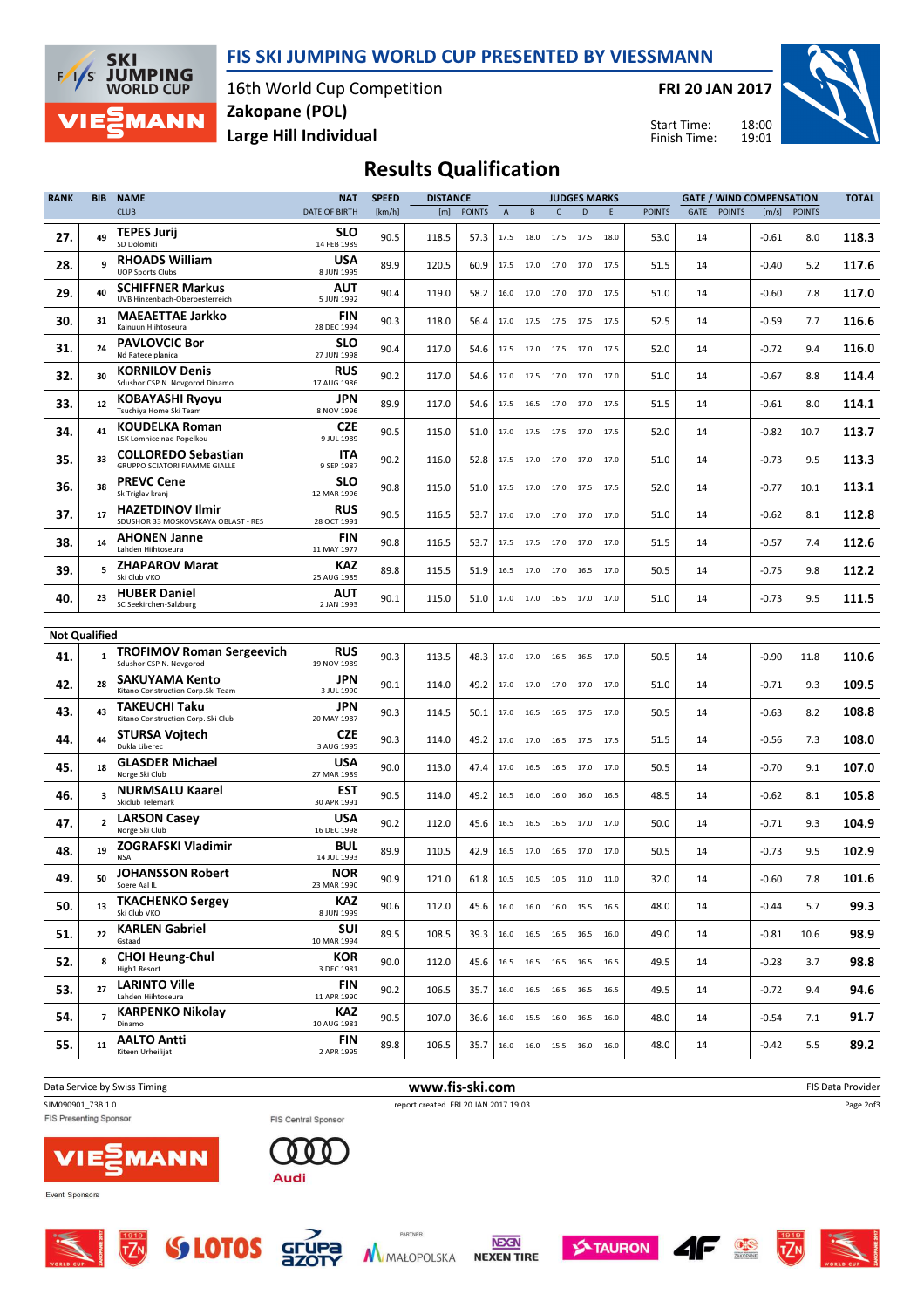# FIS SKI JUMPING WORLD CUP PRESENTED BY VIESSMANN

16th World Cup Competition
Zakopane (POL)
Large Hill Individual

FRI 20 JAN 2017

Start Time: 18:00
Finish Time: 19:01

## Results Qualification

| RANK | BIB | NAME / CLUB | NAT / DATE OF BIRTH | SPEED [km/h] | DISTANCE [m] | DISTANCE POINTS | A | B | C | D | E | JUDGES POINTS | GATE | GATE POINTS | WIND [m/s] | WIND POINTS | TOTAL |
|---|---|---|---|---|---|---|---|---|---|---|---|---|---|---|---|---|---|
| 27. | 49 | TEPES Jurij / SD Dolomiti | SLO / 14 FEB 1989 | 90.5 | 118.5 | 57.3 | 17.5 | 18.0 | 17.5 | 17.5 | 18.0 | 53.0 | 14 | | -0.61 | 8.0 | 118.3 |
| 28. | 9 | RHOADS William / UOP Sports Clubs | USA / 8 JUN 1995 | 89.9 | 120.5 | 60.9 | 17.5 | 17.0 | 17.0 | 17.0 | 17.5 | 51.5 | 14 | | -0.40 | 5.2 | 117.6 |
| 29. | 40 | SCHIFFNER Markus / UVB Hinzenbach-Oberoesterreich | AUT / 5 JUN 1992 | 90.4 | 119.0 | 58.2 | 16.0 | 17.0 | 17.0 | 17.0 | 17.5 | 51.0 | 14 | | -0.60 | 7.8 | 117.0 |
| 30. | 31 | MAEAETTAE Jarkko / Kainuun Hiihtoseura | FIN / 28 DEC 1994 | 90.3 | 118.0 | 56.4 | 17.0 | 17.5 | 17.5 | 17.5 | 17.5 | 52.5 | 14 | | -0.59 | 7.7 | 116.6 |
| 31. | 24 | PAVLOVCIC Bor / Nd Ratece planica | SLO / 27 JUN 1998 | 90.4 | 117.0 | 54.6 | 17.5 | 17.0 | 17.5 | 17.0 | 17.5 | 52.0 | 14 | | -0.72 | 9.4 | 116.0 |
| 32. | 30 | KORNILOV Denis / Sdushor CSP N. Novgorod Dinamo | RUS / 17 AUG 1986 | 90.2 | 117.0 | 54.6 | 17.0 | 17.5 | 17.0 | 17.0 | 17.0 | 51.0 | 14 | | -0.67 | 8.8 | 114.4 |
| 33. | 12 | KOBAYASHI Ryoyu / Tsuchiya Home Ski Team | JPN / 8 NOV 1996 | 89.9 | 117.0 | 54.6 | 17.5 | 16.5 | 17.0 | 17.0 | 17.5 | 51.5 | 14 | | -0.61 | 8.0 | 114.1 |
| 34. | 41 | KOUDELKA Roman / LSK Lomnice nad Popelkou | CZE / 9 JUL 1989 | 90.5 | 115.0 | 51.0 | 17.0 | 17.5 | 17.5 | 17.0 | 17.5 | 52.0 | 14 | | -0.82 | 10.7 | 113.7 |
| 35. | 33 | COLLOREDO Sebastian / GRUPPO SCIATORI FIAMME GIALLE | ITA / 9 SEP 1987 | 90.2 | 116.0 | 52.8 | 17.5 | 17.0 | 17.0 | 17.0 | 17.0 | 51.0 | 14 | | -0.73 | 9.5 | 113.3 |
| 36. | 38 | PREVC Cene / Sk Triglav kranj | SLO / 12 MAR 1996 | 90.8 | 115.0 | 51.0 | 17.5 | 17.0 | 17.0 | 17.5 | 17.5 | 52.0 | 14 | | -0.77 | 10.1 | 113.1 |
| 37. | 17 | HAZETDINOV Ilmir / SDUSHOR 33 MOSKOVSKAYA OBLAST - RES | RUS / 28 OCT 1991 | 90.5 | 116.5 | 53.7 | 17.0 | 17.0 | 17.0 | 17.0 | 17.0 | 51.0 | 14 | | -0.62 | 8.1 | 112.8 |
| 38. | 14 | AHONEN Janne / Lahden Hiihtoseura | FIN / 11 MAY 1977 | 90.8 | 116.5 | 53.7 | 17.5 | 17.5 | 17.0 | 17.0 | 17.0 | 51.5 | 14 | | -0.57 | 7.4 | 112.6 |
| 39. | 5 | ZHAPAROV Marat / Ski Club VKO | KAZ / 25 AUG 1985 | 89.8 | 115.5 | 51.9 | 16.5 | 17.0 | 17.0 | 16.5 | 17.0 | 50.5 | 14 | | -0.75 | 9.8 | 112.2 |
| 40. | 23 | HUBER Daniel / SC Seekirchen-Salzburg | AUT / 2 JAN 1993 | 90.1 | 115.0 | 51.0 | 17.0 | 17.0 | 16.5 | 17.0 | 17.0 | 51.0 | 14 | | -0.73 | 9.5 | 111.5 |
| **Not Qualified** | | | | | | | | | | | | | | | | | |
| 41. | 1 | TROFIMOV Roman Sergeevich / Sdushor CSP N. Novgorod | RUS / 19 NOV 1989 | 90.3 | 113.5 | 48.3 | 17.0 | 17.0 | 16.5 | 16.5 | 17.0 | 50.5 | 14 | | -0.90 | 11.8 | 110.6 |
| 42. | 28 | SAKUYAMA Kento / Kitano Construction Corp.Ski Team | JPN / 3 JUL 1990 | 90.1 | 114.0 | 49.2 | 17.0 | 17.0 | 17.0 | 17.0 | 17.0 | 51.0 | 14 | | -0.71 | 9.3 | 109.5 |
| 43. | 43 | TAKEUCHI Taku / Kitano Construction Corp. Ski Club | JPN / 20 MAY 1987 | 90.3 | 114.5 | 50.1 | 17.0 | 16.5 | 16.5 | 17.5 | 17.0 | 50.5 | 14 | | -0.63 | 8.2 | 108.8 |
| 44. | 44 | STURSA Vojtech / Dukla Liberec | CZE / 3 AUG 1995 | 90.3 | 114.0 | 49.2 | 17.0 | 17.0 | 16.5 | 17.5 | 17.5 | 51.5 | 14 | | -0.56 | 7.3 | 108.0 |
| 45. | 18 | GLASDER Michael / Norge Ski Club | USA / 27 MAR 1989 | 90.0 | 113.0 | 47.4 | 17.0 | 16.5 | 16.5 | 17.0 | 17.0 | 50.5 | 14 | | -0.70 | 9.1 | 107.0 |
| 46. | 3 | NURMSALU Kaarel / Skiclub Telemark | EST / 30 APR 1991 | 90.5 | 114.0 | 49.2 | 16.5 | 16.0 | 16.0 | 16.0 | 16.5 | 48.5 | 14 | | -0.62 | 8.1 | 105.8 |
| 47. | 2 | LARSON Casey / Norge Ski Club | USA / 16 DEC 1998 | 90.2 | 112.0 | 45.6 | 16.5 | 16.5 | 16.5 | 17.0 | 17.0 | 50.0 | 14 | | -0.71 | 9.3 | 104.9 |
| 48. | 19 | ZOGRAFSKI Vladimir / NSA | BUL / 14 JUL 1993 | 89.9 | 110.5 | 42.9 | 16.5 | 17.0 | 16.5 | 17.0 | 17.0 | 50.5 | 14 | | -0.73 | 9.5 | 102.9 |
| 49. | 50 | JOHANSSON Robert / Soere Aal IL | NOR / 23 MAR 1990 | 90.9 | 121.0 | 61.8 | 10.5 | 10.5 | 10.5 | 11.0 | 11.0 | 32.0 | 14 | | -0.60 | 7.8 | 101.6 |
| 50. | 13 | TKACHENKO Sergey / Ski Club VKO | KAZ / 8 JUN 1999 | 90.6 | 112.0 | 45.6 | 16.0 | 16.0 | 16.0 | 15.5 | 16.5 | 48.0 | 14 | | -0.44 | 5.7 | 99.3 |
| 51. | 22 | KARLEN Gabriel / Gstaad | SUI / 10 MAR 1994 | 89.5 | 108.5 | 39.3 | 16.0 | 16.5 | 16.5 | 16.5 | 16.0 | 49.0 | 14 | | -0.81 | 10.6 | 98.9 |
| 52. | 8 | CHOI Heung-Chul / High1 Resort | KOR / 3 DEC 1981 | 90.0 | 112.0 | 45.6 | 16.5 | 16.5 | 16.5 | 16.5 | 16.5 | 49.5 | 14 | | -0.28 | 3.7 | 98.8 |
| 53. | 27 | LARINTO Ville / Lahden Hiihtoseura | FIN / 11 APR 1990 | 90.2 | 106.5 | 35.7 | 16.0 | 16.5 | 16.5 | 16.5 | 16.5 | 49.5 | 14 | | -0.72 | 9.4 | 94.6 |
| 54. | 7 | KARPENKO Nikolay / Dinamo | KAZ / 10 AUG 1981 | 90.5 | 107.0 | 36.6 | 16.0 | 15.5 | 16.0 | 16.5 | 16.0 | 48.0 | 14 | | -0.54 | 7.1 | 91.7 |
| 55. | 11 | AALTO Antti / Kiteen Urheilijat | FIN / 2 APR 1995 | 89.8 | 106.5 | 35.7 | 16.0 | 16.0 | 15.5 | 16.0 | 16.0 | 48.0 | 14 | | -0.42 | 5.5 | 89.2 |

Data Service by Swiss Timing — www.fis-ski.com — FIS Data Provider

SJM090901_73B 1.0 — report created FRI 20 JAN 2017 19:03

FIS Presenting Sponsor: VIESSMANN — FIS Central Sponsor: Audi

Event Sponsors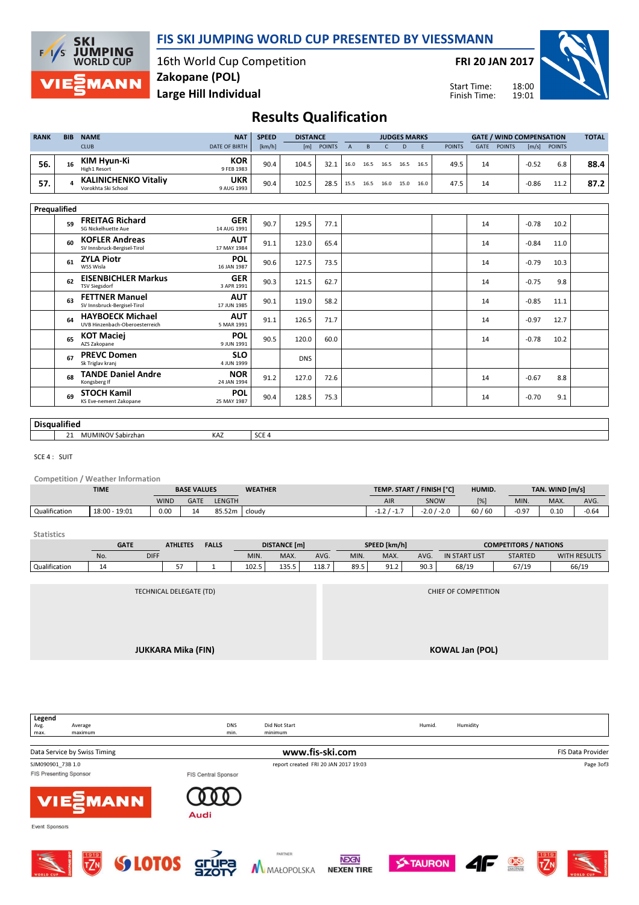# FIS SKI JUMPING WORLD CUP PRESENTED BY VIESSMANN

16th World Cup Competition
**Zakopane (POL)**
**Large Hill Individual**

**FRI 20 JAN 2017**

Start Time: 18:00
Finish Time: 19:01

## Results Qualification

| RANK | BIB | NAME / CLUB | NAT / DATE OF BIRTH | SPEED [km/h] | DISTANCE [m] | DISTANCE POINTS | A | B | C | D | E | JUDGES POINTS | GATE | GATE POINTS | WIND [m/s] | WIND POINTS | TOTAL |
|---|---|---|---|---|---|---|---|---|---|---|---|---|---|---|---|---|---|
| 56. | 16 | KIM Hyun-Ki / High1 Resort | KOR / 9 FEB 1983 | 90.4 | 104.5 | 32.1 | 16.0 | 16.5 | 16.5 | 16.5 | 16.5 | 49.5 | 14 | | -0.52 | 6.8 | 88.4 |
| 57. | 4 | KALINICHENKO Vitaliy / Vorokhta Ski School | UKR / 9 AUG 1993 | 90.4 | 102.5 | 28.5 | 15.5 | 16.5 | 16.0 | 15.0 | 16.0 | 47.5 | 14 | | -0.86 | 11.2 | 87.2 |

### Prequalified

| RANK | BIB | NAME / CLUB | NAT / DATE OF BIRTH | SPEED [km/h] | DISTANCE [m] | DISTANCE POINTS | A | B | C | D | E | JUDGES POINTS | GATE | GATE POINTS | WIND [m/s] | WIND POINTS | TOTAL |
|---|---|---|---|---|---|---|---|---|---|---|---|---|---|---|---|---|---|
| | 59 | FREITAG Richard / SG Nickelhuette Aue | GER / 14 AUG 1991 | 90.7 | 129.5 | 77.1 | | | | | | | 14 | | -0.78 | 10.2 | |
| | 60 | KOFLER Andreas / SV Innsbruck-Bergisel-Tirol | AUT / 17 MAY 1984 | 91.1 | 123.0 | 65.4 | | | | | | | 14 | | -0.84 | 11.0 | |
| | 61 | ZYLA Piotr / WSS Wisla | POL / 16 JAN 1987 | 90.6 | 127.5 | 73.5 | | | | | | | 14 | | -0.79 | 10.3 | |
| | 62 | EISENBICHLER Markus / TSV Siegsdorf | GER / 3 APR 1991 | 90.3 | 121.5 | 62.7 | | | | | | | 14 | | -0.75 | 9.8 | |
| | 63 | FETTNER Manuel / SV Innsbruck-Bergisel-Tirol | AUT / 17 JUN 1985 | 90.1 | 119.0 | 58.2 | | | | | | | 14 | | -0.85 | 11.1 | |
| | 64 | HAYBOECK Michael / UVB Hinzenbach-Oberoesterreich | AUT / 5 MAR 1991 | 91.1 | 126.5 | 71.7 | | | | | | | 14 | | -0.97 | 12.7 | |
| | 65 | KOT Maciej / AZS Zakopane | POL / 9 JUN 1991 | 90.5 | 120.0 | 60.0 | | | | | | | 14 | | -0.78 | 10.2 | |
| | 67 | PREVC Domen / Sk Triglav kranj | SLO / 4 JUN 1999 | | DNS | | | | | | | | | | | | |
| | 68 | TANDE Daniel Andre / Kongsberg If | NOR / 24 JAN 1994 | 91.2 | 127.0 | 72.6 | | | | | | | 14 | | -0.67 | 8.8 | |
| | 69 | STOCH Kamil / KS Eve-nement Zakopane | POL / 25 MAY 1987 | 90.4 | 128.5 | 75.3 | | | | | | | 14 | | -0.70 | 9.1 | |

### Disqualified

| BIB | NAME | NAT | REASON |
|---|---|---|---|
| 21 | MUMINOV Sabirzhan | KAZ | SCE 4 |

SCE 4 : SUIT

### Competition / Weather Information

| | TIME | WIND | GATE | LENGTH | WEATHER | TEMP. AIR | TEMP. SNOW | HUMID. [%] | TAN. WIND MIN. [m/s] | TAN. WIND MAX. [m/s] | TAN. WIND AVG. [m/s] |
|---|---|---|---|---|---|---|---|---|---|---|---|
| Qualification | 18:00 - 19:01 | 0.00 | 14 | 85.52m | cloudy | -1.2 / -1.7 | -2.0 / -2.0 | 60 / 60 | -0.97 | 0.10 | -0.64 |

### Statistics

| | GATE No. | GATE DIFF | ATHLETES | FALLS | DISTANCE MIN. [m] | DISTANCE MAX. [m] | DISTANCE AVG. [m] | SPEED MIN. [km/h] | SPEED MAX. [km/h] | SPEED AVG. [km/h] | IN START LIST | STARTED | WITH RESULTS |
|---|---|---|---|---|---|---|---|---|---|---|---|---|---|
| Qualification | 14 | | 57 | 1 | 102.5 | 135.5 | 118.7 | 89.5 | 91.2 | 90.3 | 68/19 | 67/19 | 66/19 |

TECHNICAL DELEGATE (TD): **JUKKARA Mika (FIN)**

CHIEF OF COMPETITION: **KOWAL Jan (POL)**

**Legend**
Avg. Average — DNS Did Not Start — Humid. Humidity
max. maximum — min. minimum

Data Service by Swiss Timing — www.fis-ski.com — FIS Data Provider

SJM090901_73B 1.0 — report created FRI 20 JAN 2017 19:03

FIS Presenting Sponsor — FIS Central Sponsor

Event Sponsors